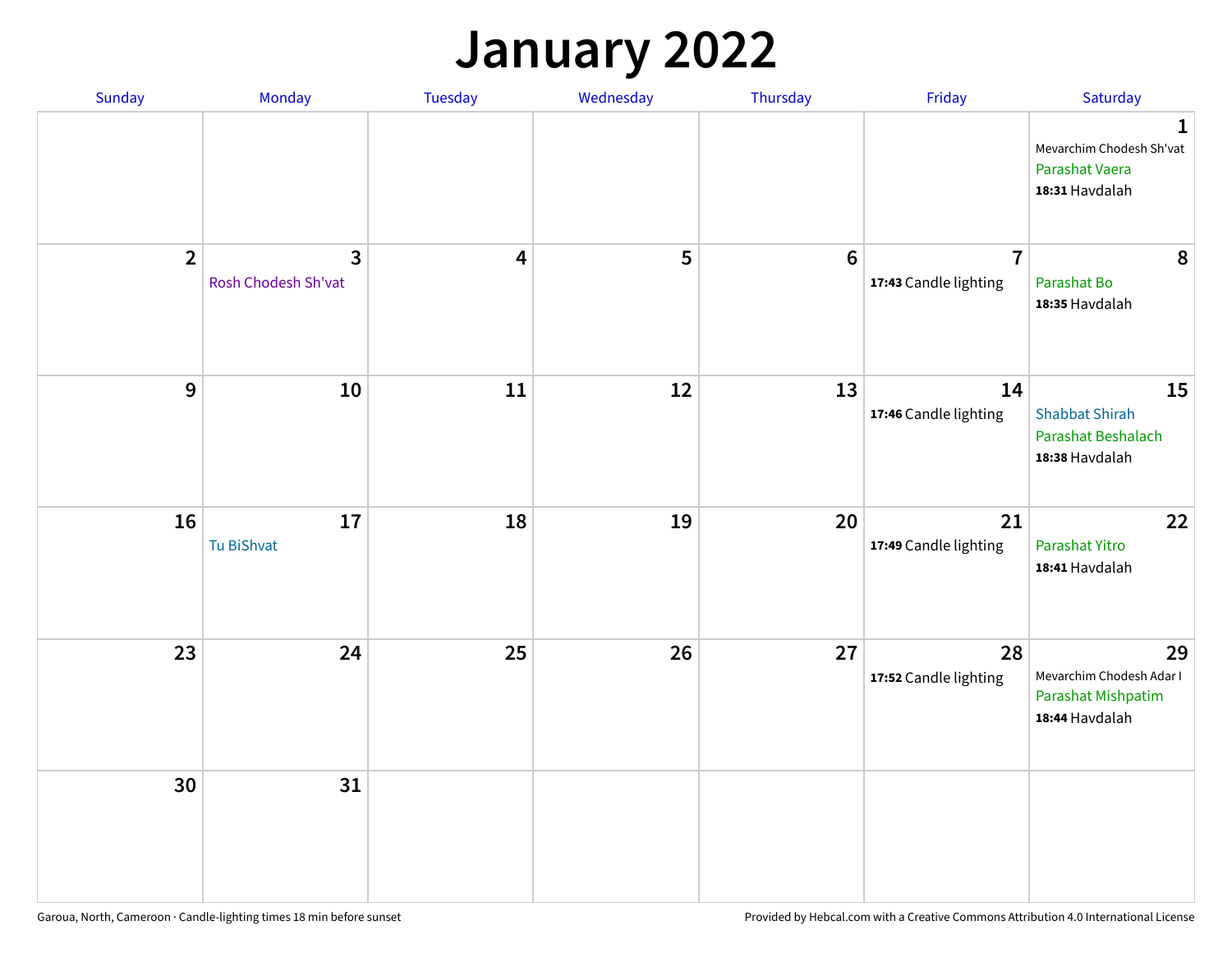# January 2022

| Sunday | Monday | Tuesday | Wednesday | Thursday | Friday | Saturday |
|---|---|---|---|---|---|---|
| | | | | | | 1<br>Mevarchim Chodesh Sh'vat<br>Parashat Vaera<br>**18:31** Havdalah |
| 2 | 3<br>Rosh Chodesh Sh'vat | 4 | 5 | 6 | 7<br>**17:43** Candle lighting | 8<br>Parashat Bo<br>**18:35** Havdalah |
| 9 | 10 | 11 | 12 | 13 | 14<br>**17:46** Candle lighting | 15<br>Shabbat Shirah<br>Parashat Beshalach<br>**18:38** Havdalah |
| 16 | 17<br>Tu BiShvat | 18 | 19 | 20 | 21<br>**17:49** Candle lighting | 22<br>Parashat Yitro<br>**18:41** Havdalah |
| 23 | 24 | 25 | 26 | 27 | 28<br>**17:52** Candle lighting | 29<br>Mevarchim Chodesh Adar I<br>Parashat Mishpatim<br>**18:44** Havdalah |
| 30 | 31 | | | | | |

Garoua, North, Cameroon · Candle-lighting times 18 min before sunset

Provided by Hebcal.com with a Creative Commons Attribution 4.0 International License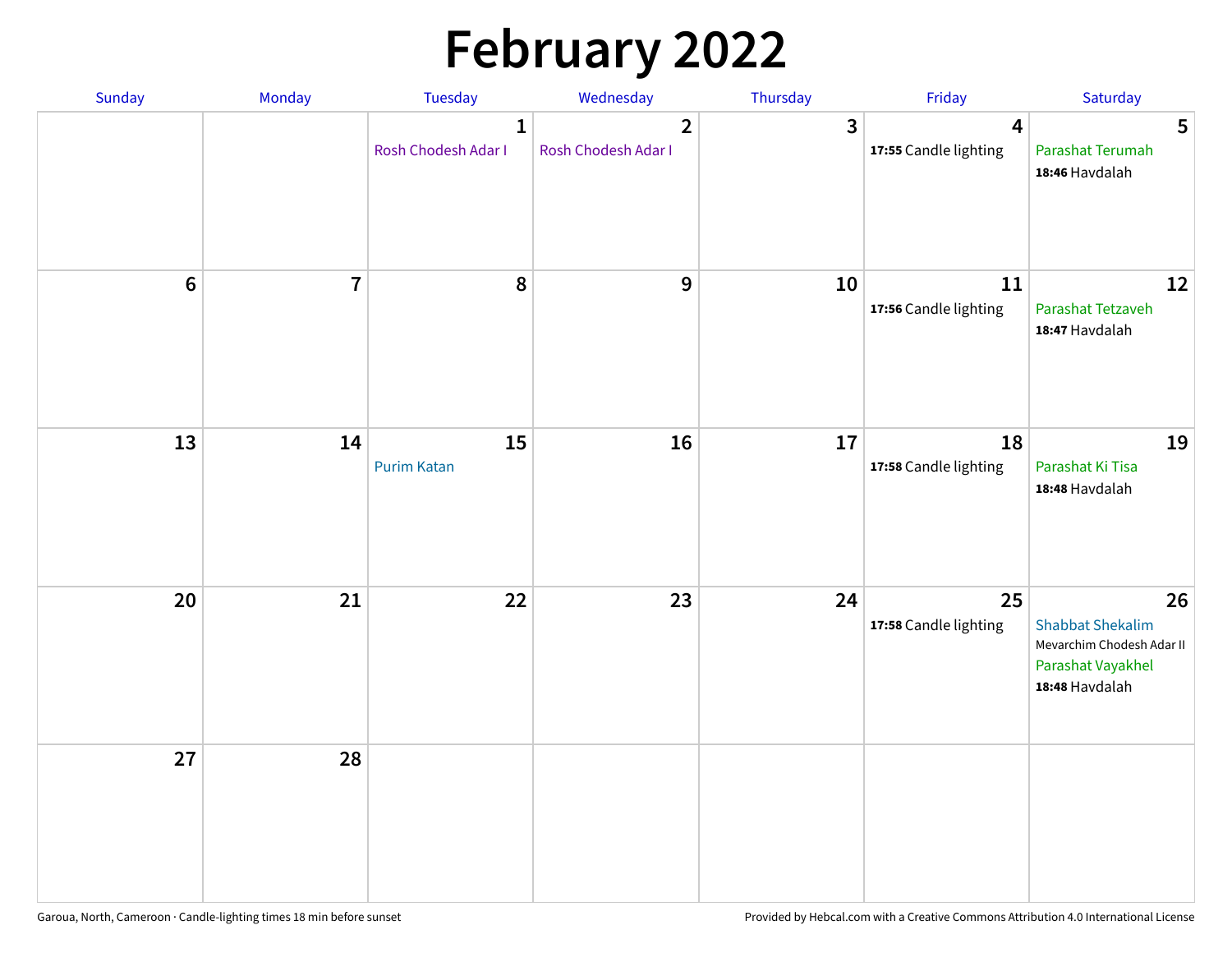# February 2022

| Sunday | Monday | Tuesday | Wednesday | Thursday | Friday | Saturday |
|---|---|---|---|---|---|---|
| | | 1 Rosh Chodesh Adar I | 2 Rosh Chodesh Adar I | 3 | 4 **17:55** Candle lighting | 5 Parashat Terumah **18:46** Havdalah |
| 6 | 7 | 8 | 9 | 10 | 11 **17:56** Candle lighting | 12 Parashat Tetzaveh **18:47** Havdalah |
| 13 | 14 | 15 Purim Katan | 16 | 17 | 18 **17:58** Candle lighting | 19 Parashat Ki Tisa **18:48** Havdalah |
| 20 | 21 | 22 | 23 | 24 | 25 **17:58** Candle lighting | 26 Shabbat Shekalim Mevarchim Chodesh Adar II Parashat Vayakhel **18:48** Havdalah |
| 27 | 28 | | | | | |

Garoua, North, Cameroon · Candle-lighting times 18 min before sunset

Provided by Hebcal.com with a Creative Commons Attribution 4.0 International License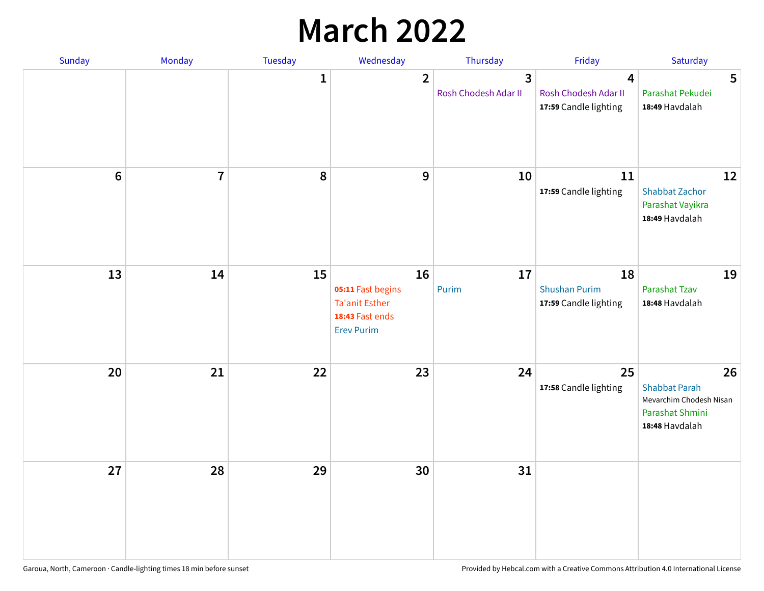# March 2022

| Sunday | Monday | Tuesday | Wednesday | Thursday | Friday | Saturday |
|---|---|---|---|---|---|---|
| | | 1 | 2 | 3<br>Rosh Chodesh Adar II | 4<br>Rosh Chodesh Adar II<br>**17:59** Candle lighting | 5<br>Parashat Pekudei<br>**18:49** Havdalah |
| 6 | 7 | 8 | 9 | 10 | 11<br>**17:59** Candle lighting | 12<br>Shabbat Zachor<br>Parashat Vayikra<br>**18:49** Havdalah |
| 13 | 14 | 15 | 16<br>**05:11** Fast begins<br>Ta'anit Esther<br>**18:43** Fast ends<br>Erev Purim | 17<br>Purim | 18<br>Shushan Purim<br>**17:59** Candle lighting | 19<br>Parashat Tzav<br>**18:48** Havdalah |
| 20 | 21 | 22 | 23 | 24 | 25<br>**17:58** Candle lighting | 26<br>Shabbat Parah<br>Mevarchim Chodesh Nisan<br>Parashat Shmini<br>**18:48** Havdalah |
| 27 | 28 | 29 | 30 | 31 | | |

Garoua, North, Cameroon · Candle-lighting times 18 min before sunset

Provided by Hebcal.com with a Creative Commons Attribution 4.0 International License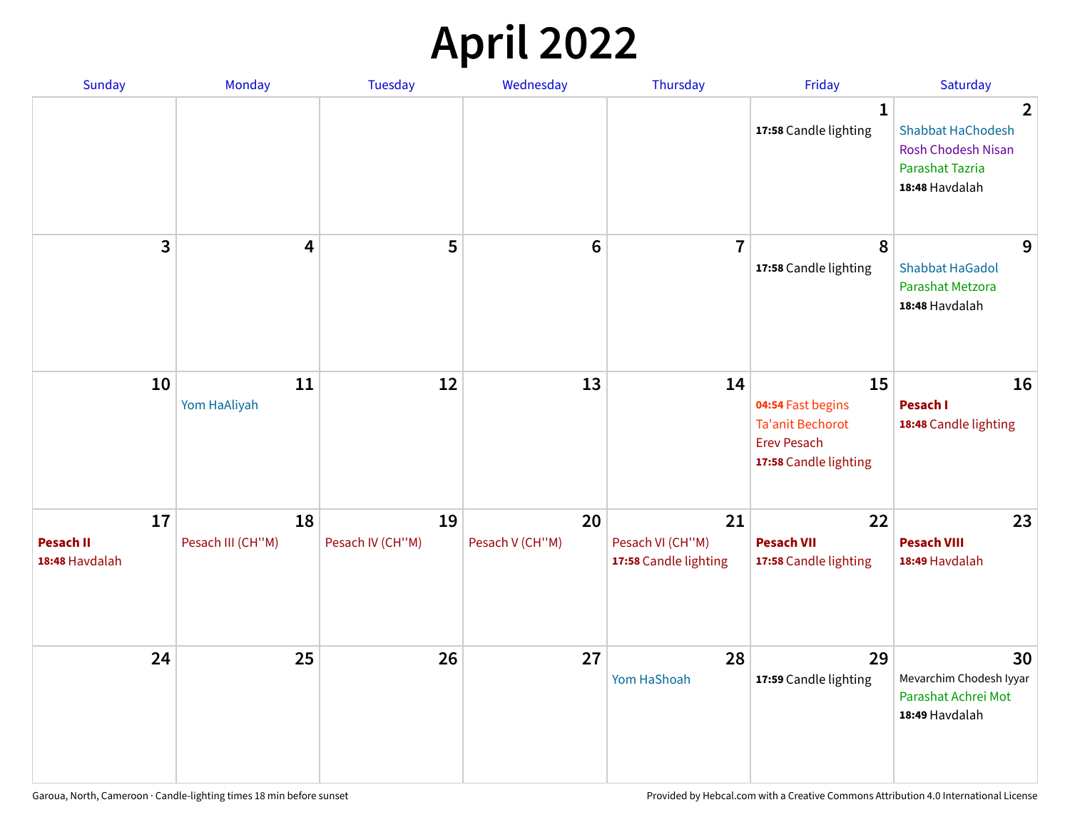# April 2022

| Sunday | Monday | Tuesday | Wednesday | Thursday | Friday | Saturday |
|---|---|---|---|---|---|---|
| | | | | | 1<br>**17:58** Candle lighting | 2<br>Shabbat HaChodesh<br>Rosh Chodesh Nisan<br>Parashat Tazria<br>**18:48** Havdalah |
| 3 | 4 | 5 | 6 | 7 | 8<br>**17:58** Candle lighting | 9<br>Shabbat HaGadol<br>Parashat Metzora<br>**18:48** Havdalah |
| 10 | 11<br>Yom HaAliyah | 12 | 13 | 14 | 15<br>**04:54** Fast begins<br>Ta'anit Bechorot<br>Erev Pesach<br>**17:58** Candle lighting | 16<br>**Pesach I**<br>**18:48** Candle lighting |
| 17<br>**Pesach II**<br>**18:48** Havdalah | 18<br>Pesach III (CH''M) | 19<br>Pesach IV (CH''M) | 20<br>Pesach V (CH''M) | 21<br>Pesach VI (CH''M)<br>**17:58** Candle lighting | 22<br>**Pesach VII**<br>**17:58** Candle lighting | 23<br>**Pesach VIII**<br>**18:49** Havdalah |
| 24 | 25 | 26 | 27 | 28<br>Yom HaShoah | 29<br>**17:59** Candle lighting | 30<br>Mevarchim Chodesh Iyyar<br>Parashat Achrei Mot<br>**18:49** Havdalah |

Garoua, North, Cameroon · Candle-lighting times 18 min before sunset

Provided by Hebcal.com with a Creative Commons Attribution 4.0 International License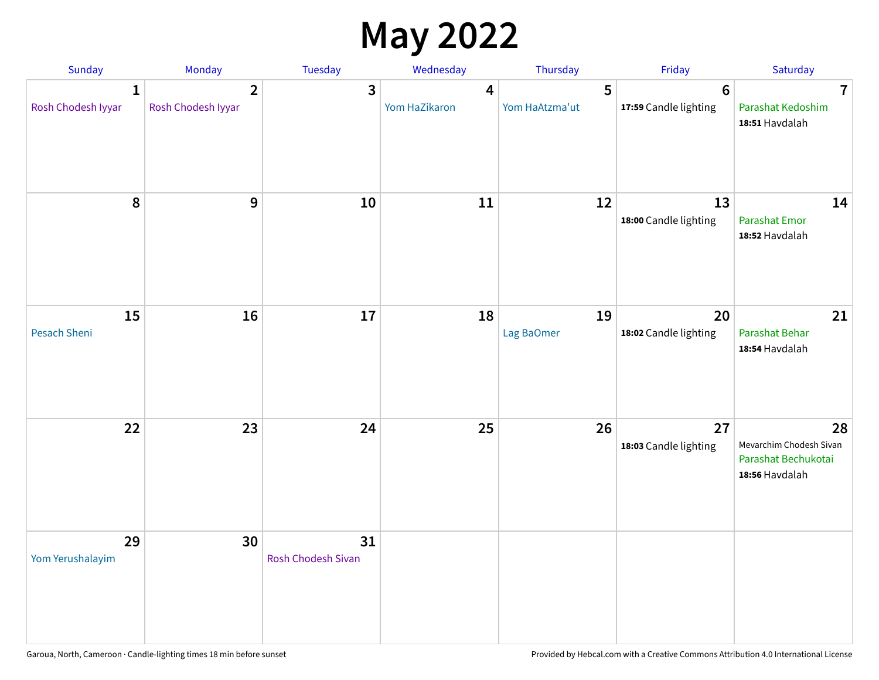# May 2022

| Sunday | Monday | Tuesday | Wednesday | Thursday | Friday | Saturday |
|---|---|---|---|---|---|---|
| **1** Rosh Chodesh Iyyar | **2** Rosh Chodesh Iyyar | **3** | **4** Yom HaZikaron | **5** Yom HaAtzma'ut | **6** **17:59** Candle lighting | **7** Parashat Kedoshim **18:51** Havdalah |
| **8** | **9** | **10** | **11** | **12** | **13** **18:00** Candle lighting | **14** Parashat Emor **18:52** Havdalah |
| **15** Pesach Sheni | **16** | **17** | **18** | **19** Lag BaOmer | **20** **18:02** Candle lighting | **21** Parashat Behar **18:54** Havdalah |
| **22** | **23** | **24** | **25** | **26** | **27** **18:03** Candle lighting | **28** Mevarchim Chodesh Sivan Parashat Bechukotai **18:56** Havdalah |
| **29** Yom Yerushalayim | **30** | **31** Rosh Chodesh Sivan | | | | |

Garoua, North, Cameroon · Candle-lighting times 18 min before sunset

Provided by Hebcal.com with a Creative Commons Attribution 4.0 International License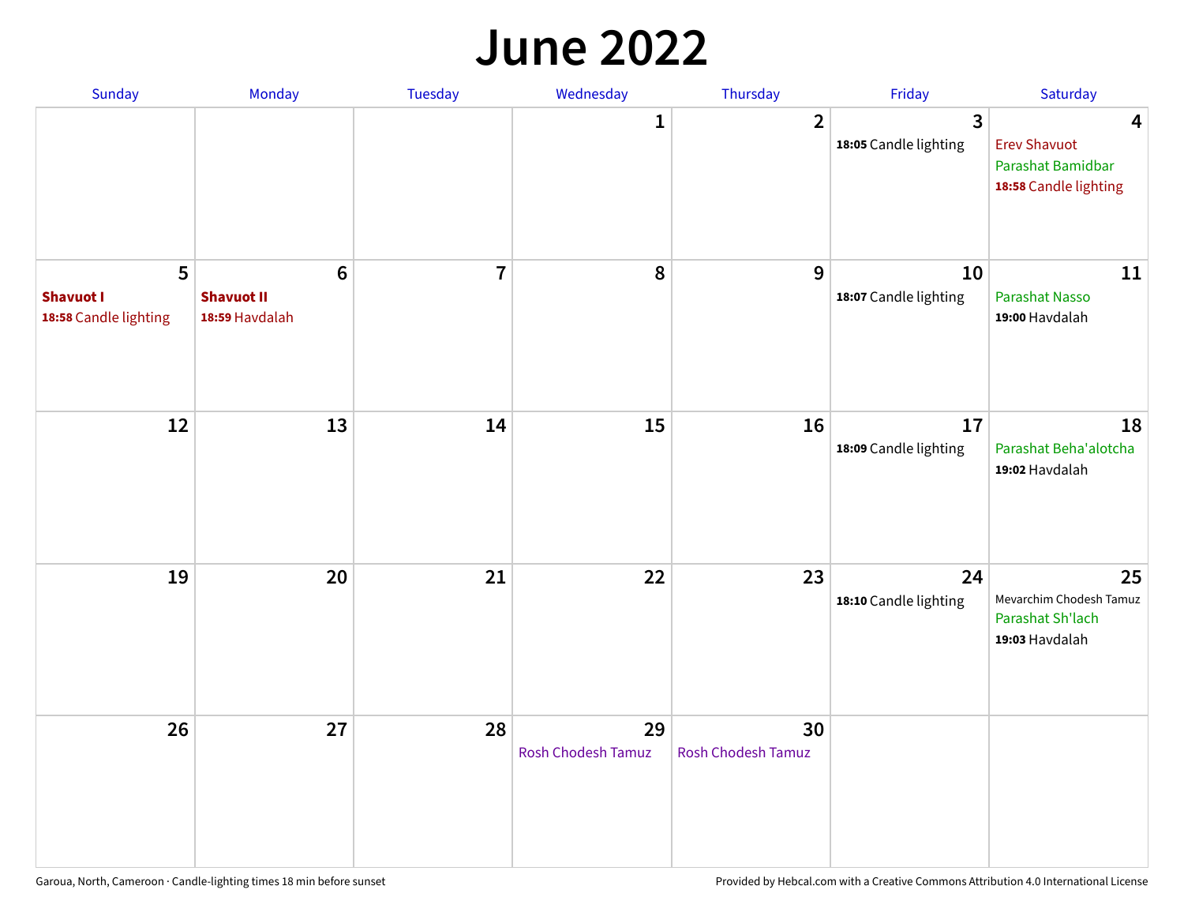# June 2022

| Sunday | Monday | Tuesday | Wednesday | Thursday | Friday | Saturday |
|---|---|---|---|---|---|---|
| | | | 1 | 2 | 3<br>**18:05** Candle lighting | 4<br>Erev Shavuot<br>Parashat Bamidbar<br>**18:58** Candle lighting |
| 5<br>**Shavuot I**<br>**18:58** Candle lighting | 6<br>**Shavuot II**<br>**18:59** Havdalah | 7 | 8 | 9 | 10<br>**18:07** Candle lighting | 11<br>Parashat Nasso<br>**19:00** Havdalah |
| 12 | 13 | 14 | 15 | 16 | 17<br>**18:09** Candle lighting | 18<br>Parashat Beha'alotcha<br>**19:02** Havdalah |
| 19 | 20 | 21 | 22 | 23 | 24<br>**18:10** Candle lighting | 25<br>Mevarchim Chodesh Tamuz<br>Parashat Sh'lach<br>**19:03** Havdalah |
| 26 | 27 | 28 | 29<br>Rosh Chodesh Tamuz | 30<br>Rosh Chodesh Tamuz | | |

Garoua, North, Cameroon · Candle-lighting times 18 min before sunset

Provided by Hebcal.com with a Creative Commons Attribution 4.0 International License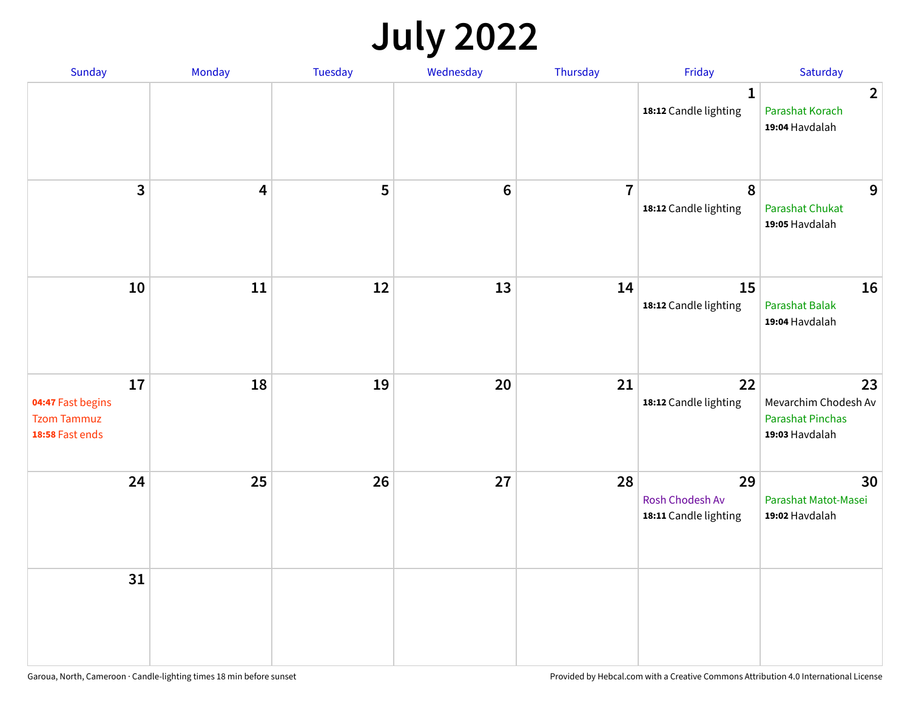# July 2022

| Sunday | Monday | Tuesday | Wednesday | Thursday | Friday | Saturday |
|---|---|---|---|---|---|---|
| | | | | | 1<br>**18:12** Candle lighting | 2<br>Parashat Korach<br>**19:04** Havdalah |
| 3 | 4 | 5 | 6 | 7 | 8<br>**18:12** Candle lighting | 9<br>Parashat Chukat<br>**19:05** Havdalah |
| 10 | 11 | 12 | 13 | 14 | 15<br>**18:12** Candle lighting | 16<br>Parashat Balak<br>**19:04** Havdalah |
| 17<br>**04:47** Fast begins<br>Tzom Tammuz<br>**18:58** Fast ends | 18 | 19 | 20 | 21 | 22<br>**18:12** Candle lighting | 23<br>Mevarchim Chodesh Av<br>Parashat Pinchas<br>**19:03** Havdalah |
| 24 | 25 | 26 | 27 | 28 | 29<br>Rosh Chodesh Av<br>**18:11** Candle lighting | 30<br>Parashat Matot-Masei<br>**19:02** Havdalah |
| 31 | | | | | | |

Garoua, North, Cameroon · Candle-lighting times 18 min before sunset

Provided by Hebcal.com with a Creative Commons Attribution 4.0 International License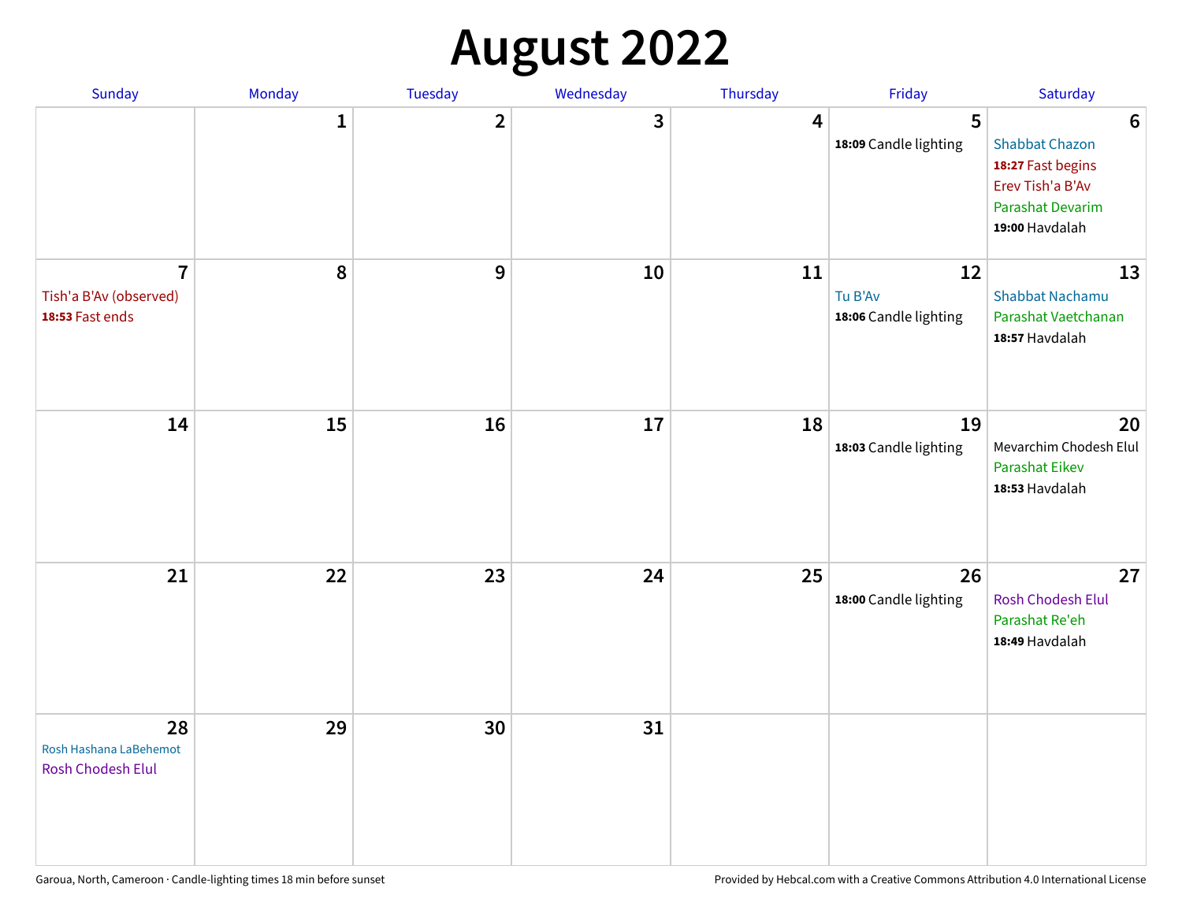# August 2022

| Sunday | Monday | Tuesday | Wednesday | Thursday | Friday | Saturday |
|---|---|---|---|---|---|---|
| | 1 | 2 | 3 | 4 | 5<br>**18:09** Candle lighting | 6<br>Shabbat Chazon<br>**18:27** Fast begins<br>Erev Tish'a B'Av<br>Parashat Devarim<br>**19:00** Havdalah |
| 7<br>Tish'a B'Av (observed)<br>**18:53** Fast ends | 8 | 9 | 10 | 11 | 12<br>Tu B'Av<br>**18:06** Candle lighting | 13<br>Shabbat Nachamu<br>Parashat Vaetchanan<br>**18:57** Havdalah |
| 14 | 15 | 16 | 17 | 18 | 19<br>**18:03** Candle lighting | 20<br>Mevarchim Chodesh Elul<br>Parashat Eikev<br>**18:53** Havdalah |
| 21 | 22 | 23 | 24 | 25 | 26<br>**18:00** Candle lighting | 27<br>Rosh Chodesh Elul<br>Parashat Re'eh<br>**18:49** Havdalah |
| 28<br>Rosh Hashana LaBehemot<br>Rosh Chodesh Elul | 29 | 30 | 31 | | | |

Garoua, North, Cameroon · Candle-lighting times 18 min before sunset

Provided by Hebcal.com with a Creative Commons Attribution 4.0 International License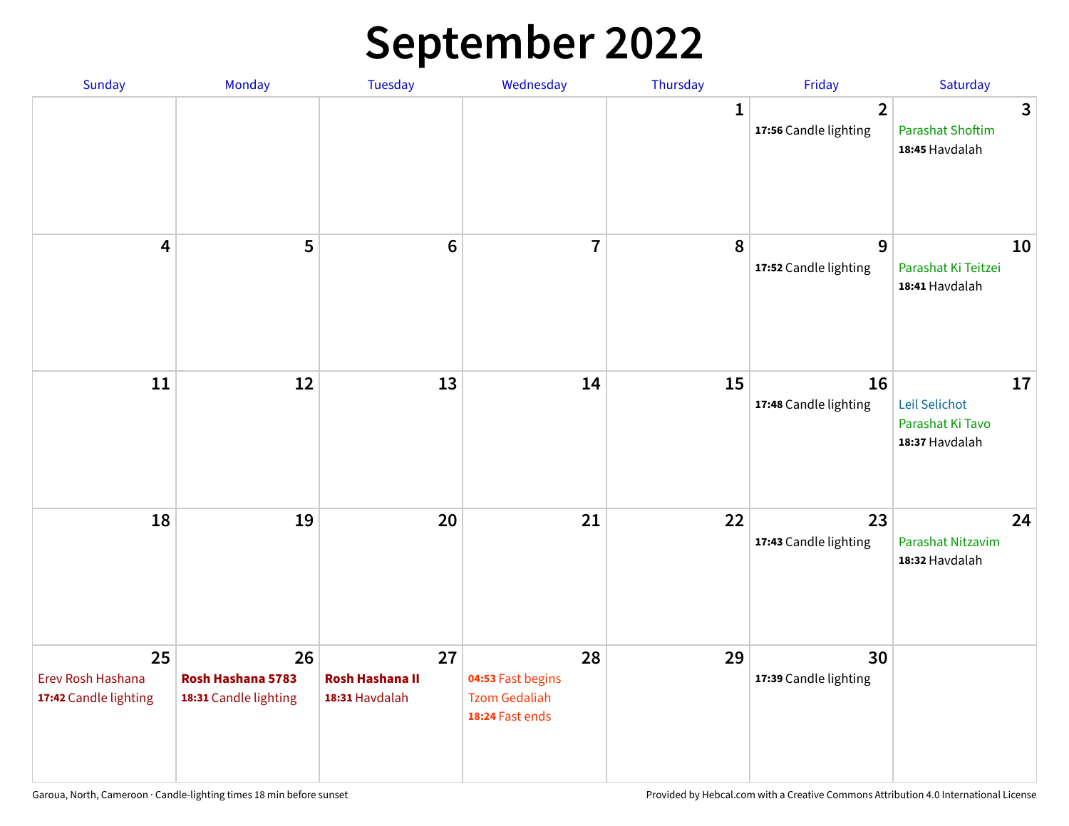# September 2022

| Sunday | Monday | Tuesday | Wednesday | Thursday | Friday | Saturday |
|---|---|---|---|---|---|---|
| | | | | 1 | 2<br>**17:56** Candle lighting | 3<br>Parashat Shoftim<br>**18:45** Havdalah |
| 4 | 5 | 6 | 7 | 8 | 9<br>**17:52** Candle lighting | 10<br>Parashat Ki Teitzei<br>**18:41** Havdalah |
| 11 | 12 | 13 | 14 | 15 | 16<br>**17:48** Candle lighting | 17<br>Leil Selichot<br>Parashat Ki Tavo<br>**18:37** Havdalah |
| 18 | 19 | 20 | 21 | 22 | 23<br>**17:43** Candle lighting | 24<br>Parashat Nitzavim<br>**18:32** Havdalah |
| 25<br>Erev Rosh Hashana<br>**17:42** Candle lighting | 26<br>**Rosh Hashana 5783**<br>**18:31** Candle lighting | 27<br>**Rosh Hashana II**<br>**18:31** Havdalah | 28<br>**04:53** Fast begins<br>Tzom Gedaliah<br>**18:24** Fast ends | 29 | 30<br>**17:39** Candle lighting | |

Garoua, North, Cameroon · Candle-lighting times 18 min before sunset

Provided by Hebcal.com with a Creative Commons Attribution 4.0 International License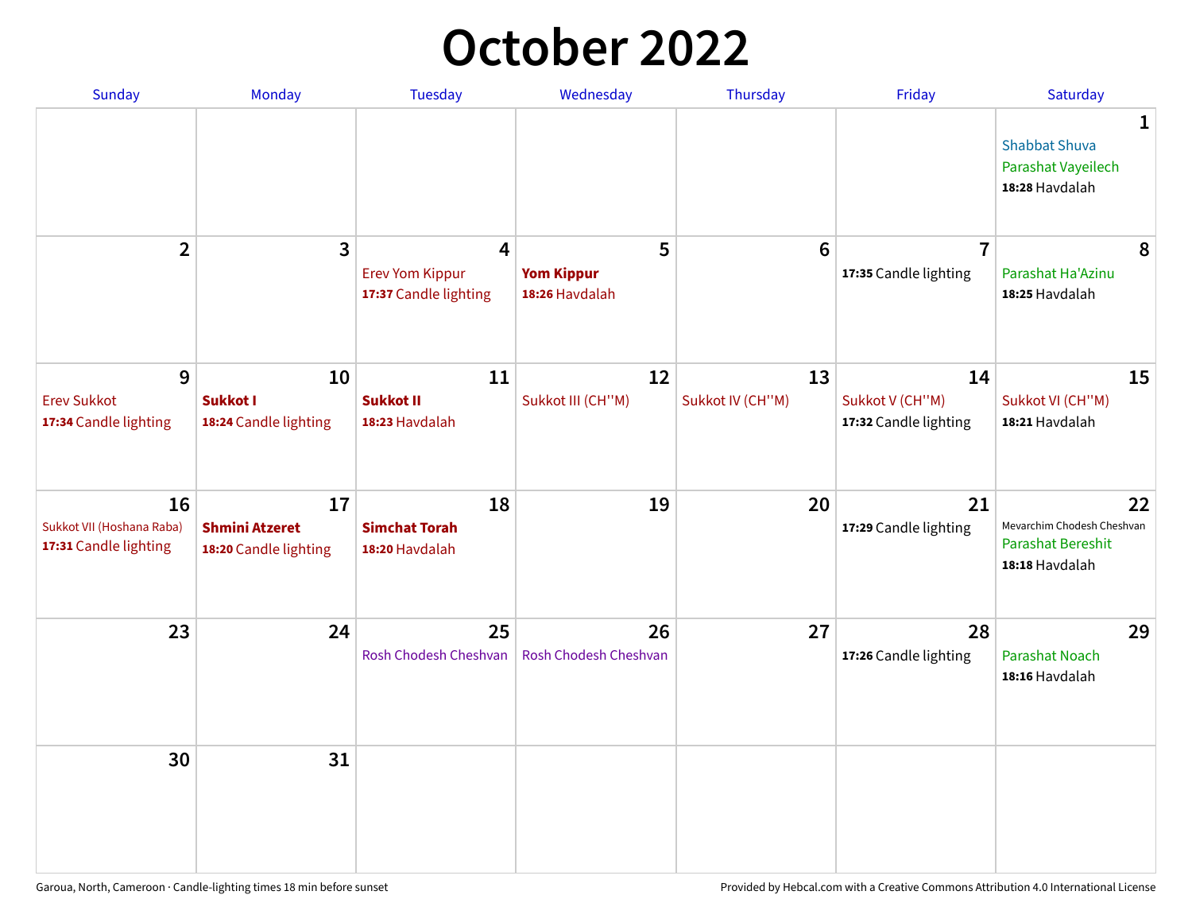# October 2022

| Sunday | Monday | Tuesday | Wednesday | Thursday | Friday | Saturday |
|---|---|---|---|---|---|---|
| | | | | | | **1**<br>Shabbat Shuva<br>Parashat Vayeilech<br>**18:28** Havdalah |
| **2** | **3** | **4**<br>Erev Yom Kippur<br>**17:37** Candle lighting | **5**<br>**Yom Kippur**<br>**18:26** Havdalah | **6** | **7**<br>**17:35** Candle lighting | **8**<br>Parashat Ha'Azinu<br>**18:25** Havdalah |
| **9**<br>Erev Sukkot<br>**17:34** Candle lighting | **10**<br>**Sukkot I**<br>**18:24** Candle lighting | **11**<br>**Sukkot II**<br>**18:23** Havdalah | **12**<br>Sukkot III (CH''M) | **13**<br>Sukkot IV (CH''M) | **14**<br>Sukkot V (CH''M)<br>**17:32** Candle lighting | **15**<br>Sukkot VI (CH''M)<br>**18:21** Havdalah |
| **16**<br>Sukkot VII (Hoshana Raba)<br>**17:31** Candle lighting | **17**<br>**Shmini Atzeret**<br>**18:20** Candle lighting | **18**<br>**Simchat Torah**<br>**18:20** Havdalah | **19** | **20** | **21**<br>**17:29** Candle lighting | **22**<br>Mevarchim Chodesh Cheshvan<br>Parashat Bereshit<br>**18:18** Havdalah |
| **23** | **24** | **25**<br>Rosh Chodesh Cheshvan | **26**<br>Rosh Chodesh Cheshvan | **27** | **28**<br>**17:26** Candle lighting | **29**<br>Parashat Noach<br>**18:16** Havdalah |
| **30** | **31** | | | | | |

Garoua, North, Cameroon · Candle-lighting times 18 min before sunset

Provided by Hebcal.com with a Creative Commons Attribution 4.0 International License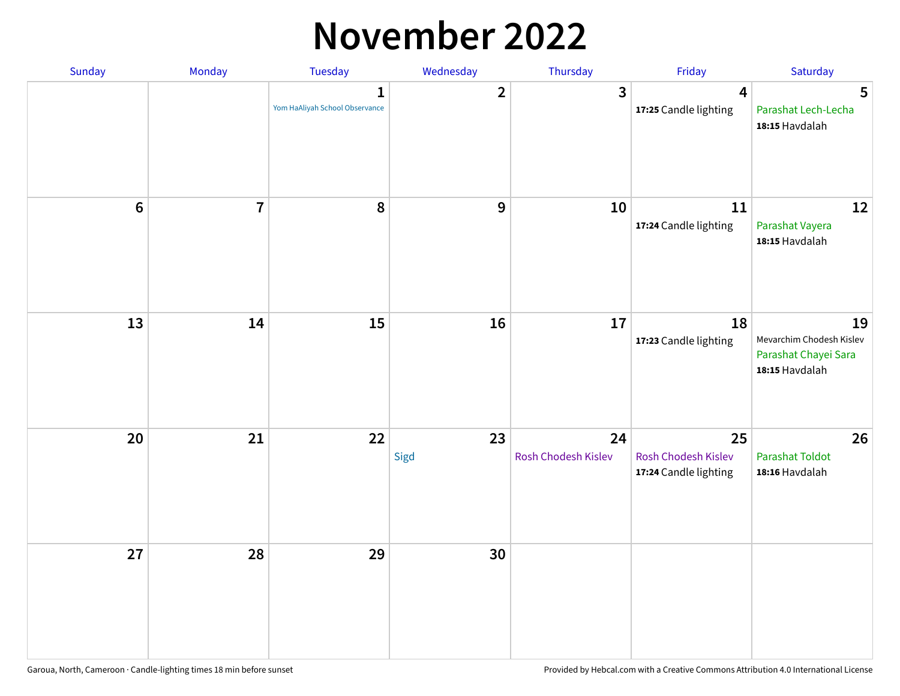# November 2022

| Sunday | Monday | Tuesday | Wednesday | Thursday | Friday | Saturday |
|---|---|---|---|---|---|---|
| | | 1<br>Yom HaAliyah School Observance | 2 | 3 | 4<br>**17:25** Candle lighting | 5<br>Parashat Lech-Lecha<br>**18:15** Havdalah |
| 6 | 7 | 8 | 9 | 10 | 11<br>**17:24** Candle lighting | 12<br>Parashat Vayera<br>**18:15** Havdalah |
| 13 | 14 | 15 | 16 | 17 | 18<br>**17:23** Candle lighting | 19<br>Mevarchim Chodesh Kislev<br>Parashat Chayei Sara<br>**18:15** Havdalah |
| 20 | 21 | 22 | 23<br>Sigd | 24<br>Rosh Chodesh Kislev | 25<br>Rosh Chodesh Kislev<br>**17:24** Candle lighting | 26<br>Parashat Toldot<br>**18:16** Havdalah |
| 27 | 28 | 29 | 30 | | | |

Garoua, North, Cameroon · Candle-lighting times 18 min before sunset

Provided by Hebcal.com with a Creative Commons Attribution 4.0 International License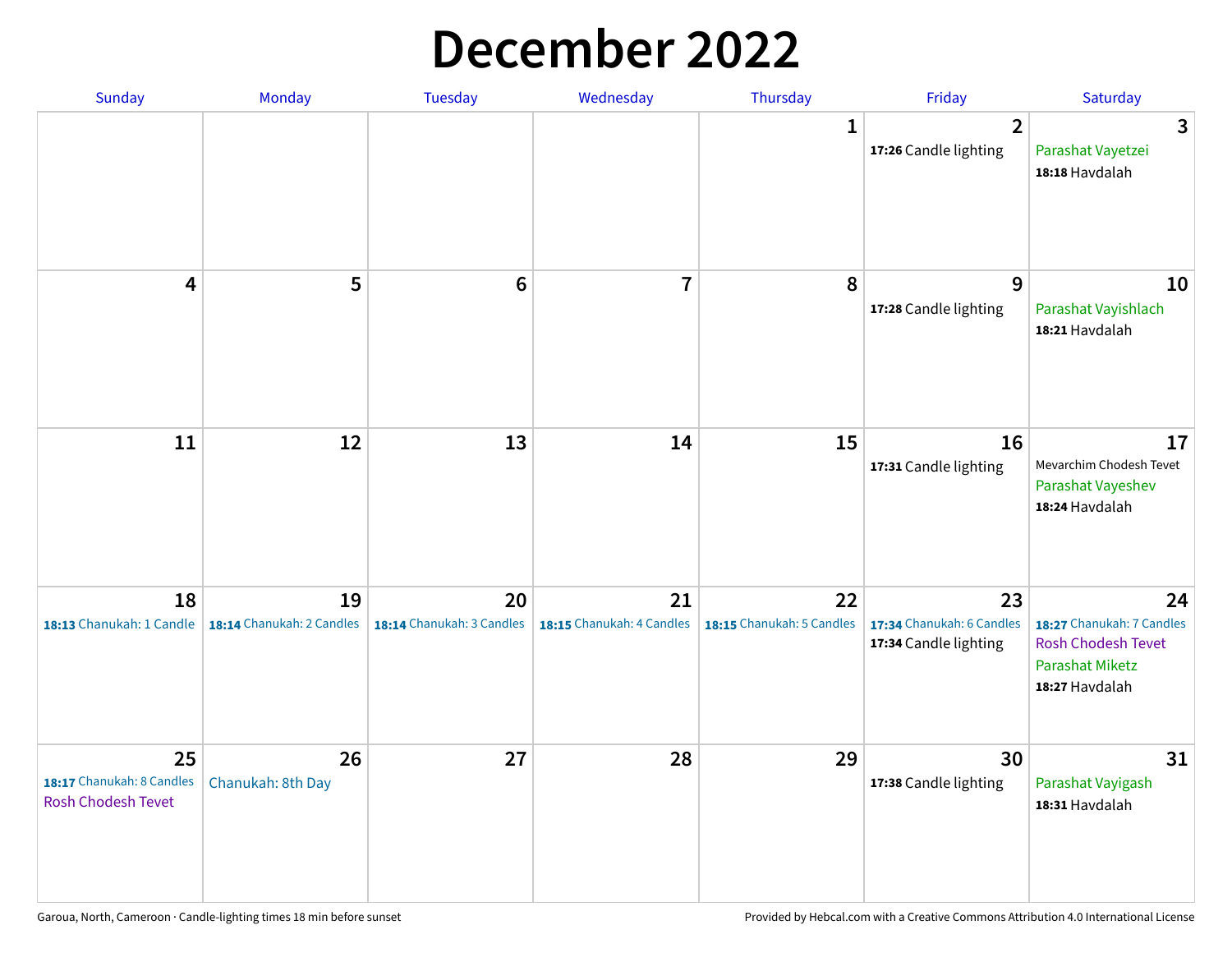# December 2022

| Sunday | Monday | Tuesday | Wednesday | Thursday | Friday | Saturday |
|---|---|---|---|---|---|---|
| | | | | 1 | 2<br>**17:26** Candle lighting | 3<br>Parashat Vayetzei<br>**18:18** Havdalah |
| 4 | 5 | 6 | 7 | 8 | 9<br>**17:28** Candle lighting | 10<br>Parashat Vayishlach<br>**18:21** Havdalah |
| 11 | 12 | 13 | 14 | 15 | 16<br>**17:31** Candle lighting | 17<br>Mevarchim Chodesh Tevet<br>Parashat Vayeshev<br>**18:24** Havdalah |
| 18<br>**18:13** Chanukah: 1 Candle | 19<br>**18:14** Chanukah: 2 Candles | 20<br>**18:14** Chanukah: 3 Candles | 21<br>**18:15** Chanukah: 4 Candles | 22<br>**18:15** Chanukah: 5 Candles | 23<br>**17:34** Chanukah: 6 Candles<br>**17:34** Candle lighting | 24<br>**18:27** Chanukah: 7 Candles<br>Rosh Chodesh Tevet<br>Parashat Miketz<br>**18:27** Havdalah |
| 25<br>**18:17** Chanukah: 8 Candles<br>Rosh Chodesh Tevet | 26<br>Chanukah: 8th Day | 27 | 28 | 29 | 30<br>**17:38** Candle lighting | 31<br>Parashat Vayigash<br>**18:31** Havdalah |

Garoua, North, Cameroon · Candle-lighting times 18 min before sunset

Provided by Hebcal.com with a Creative Commons Attribution 4.0 International License